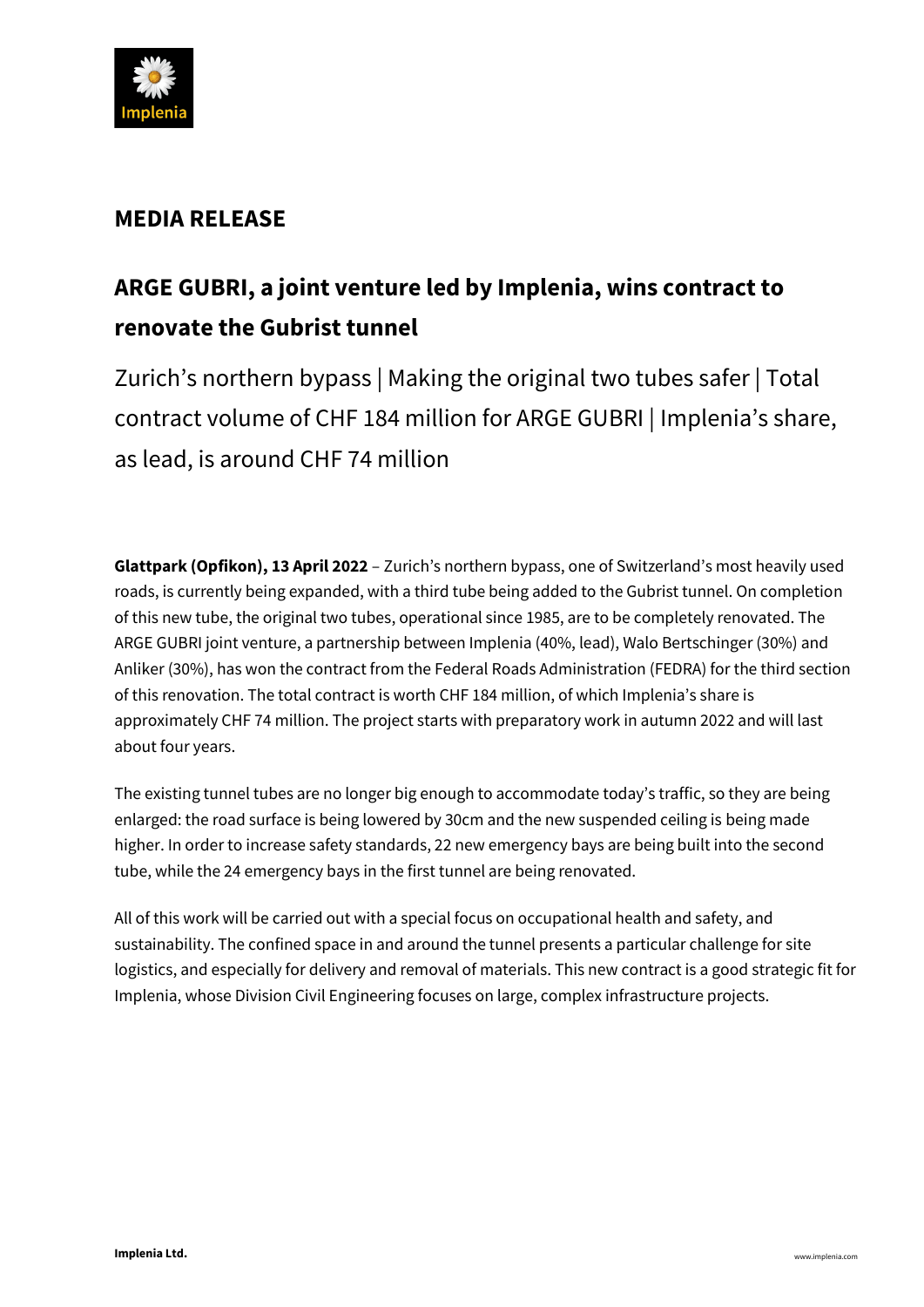## MEDIA RELEASE

# ARGE GUBRI, a joint venture led by Implenia, wins contract to renovate the Gubrist tunnel

Zurich's northern bypass | Making the original two tubes safer | Total contract volume of CHF 184 million for ARGE GUBRI | Implenia's share, as lead, is around CHF 74 million

**Glattpark (Opfikon), 13 April 2022** – Zurich's northern bypass, one of Switzerland's most heavily used roads, is currently being expanded, with a third tube being added to the Gubrist tunnel. On completion of this new tube, the original two tubes, operational since 1985, are to be completely renovated. The ARGE GUBRI joint venture, a partnership between Implenia (40%, lead), Walo Bertschinger (30%) and Anliker (30%), has won the contract from the Federal Roads Administration (FEDRA) for the third section of this renovation. The total contract is worth CHF 184 million, of which Implenia's share is approximately CHF 74 million. The project starts with preparatory work in autumn 2022 and will last about four years.

The existing tunnel tubes are no longer big enough to accommodate today's traffic, so they are being enlarged: the road surface is being lowered by 30cm and the new suspended ceiling is being made higher. In order to increase safety standards, 22 new emergency bays are being built into the second tube, while the 24 emergency bays in the first tunnel are being renovated.

All of this work will be carried out with a special focus on occupational health and safety, and sustainability. The confined space in and around the tunnel presents a particular challenge for site logistics, and especially for delivery and removal of materials. This new contract is a good strategic fit for Implenia, whose Division Civil Engineering focuses on large, complex infrastructure projects.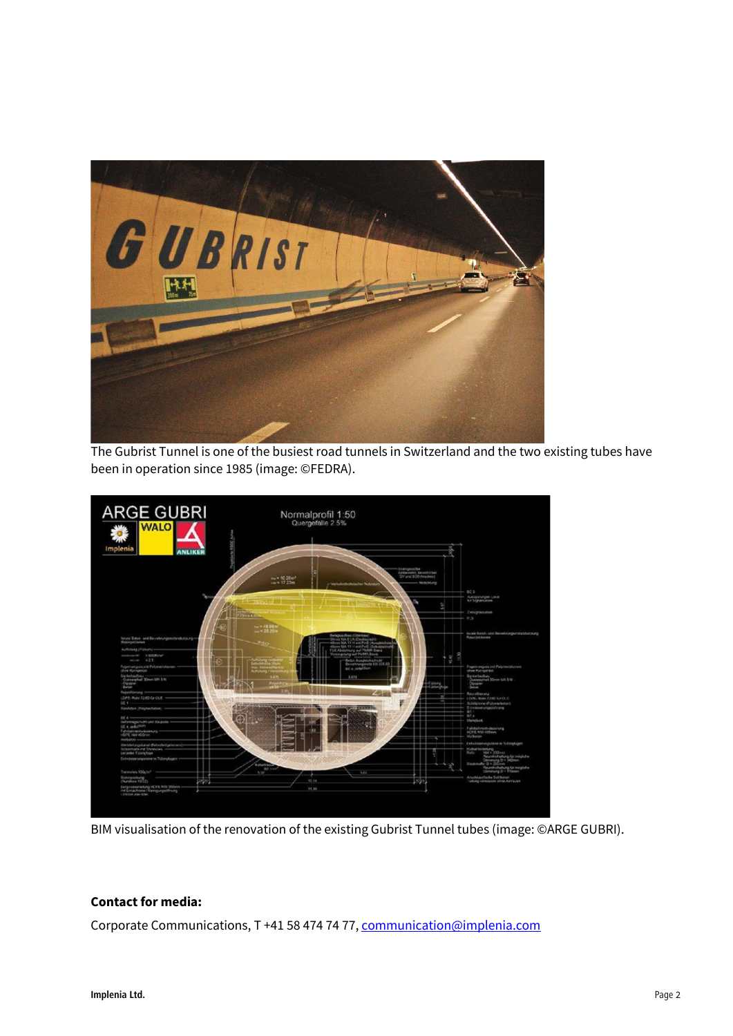The Gubrist Tunnel is one of the busiest road tunnels in Switzerland and the two existing tubes have been in operation since 1985 (image: ©FEDRA).

BIM visualisation of the renovation of the existing Gubrist Tunnel tubes (image: ©ARGE GUBRI).

**Contact for media:**

Corporate Communications, T +41 58 474 74 77, communication@implenia.com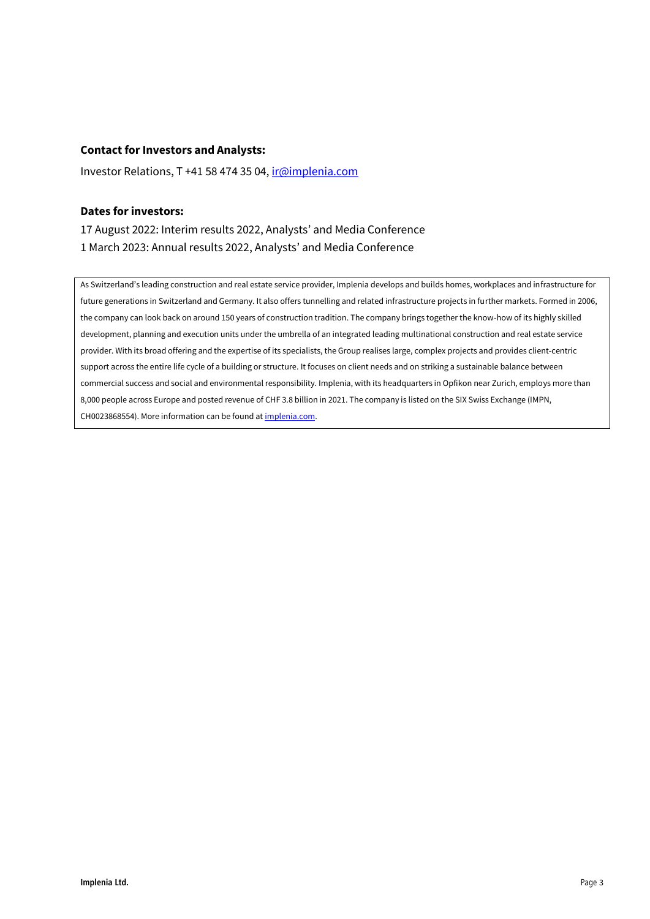**Contact for Investors and Analysts:**

Investor Relations, T +41 58 474 35 04, ir@implenia.com

**Dates for investors:**

17 August 2022: Interim results 2022, Analysts' and Media Conference
1 March 2023: Annual results 2022, Analysts' and Media Conference

As Switzerland's leading construction and real estate service provider, Implenia develops and builds homes, workplaces and infrastructure for future generations in Switzerland and Germany. It also offers tunnelling and related infrastructure projects in further markets. Formed in 2006, the company can look back on around 150 years of construction tradition. The company brings together the know-how of its highly skilled development, planning and execution units under the umbrella of an integrated leading multinational construction and real estate service provider. With its broad offering and the expertise of its specialists, the Group realises large, complex projects and provides client-centric support across the entire life cycle of a building or structure. It focuses on client needs and on striking a sustainable balance between commercial success and social and environmental responsibility. Implenia, with its headquarters in Opfikon near Zurich, employs more than 8,000 people across Europe and posted revenue of CHF 3.8 billion in 2021. The company is listed on the SIX Swiss Exchange (IMPN, CH0023868554). More information can be found at implenia.com.